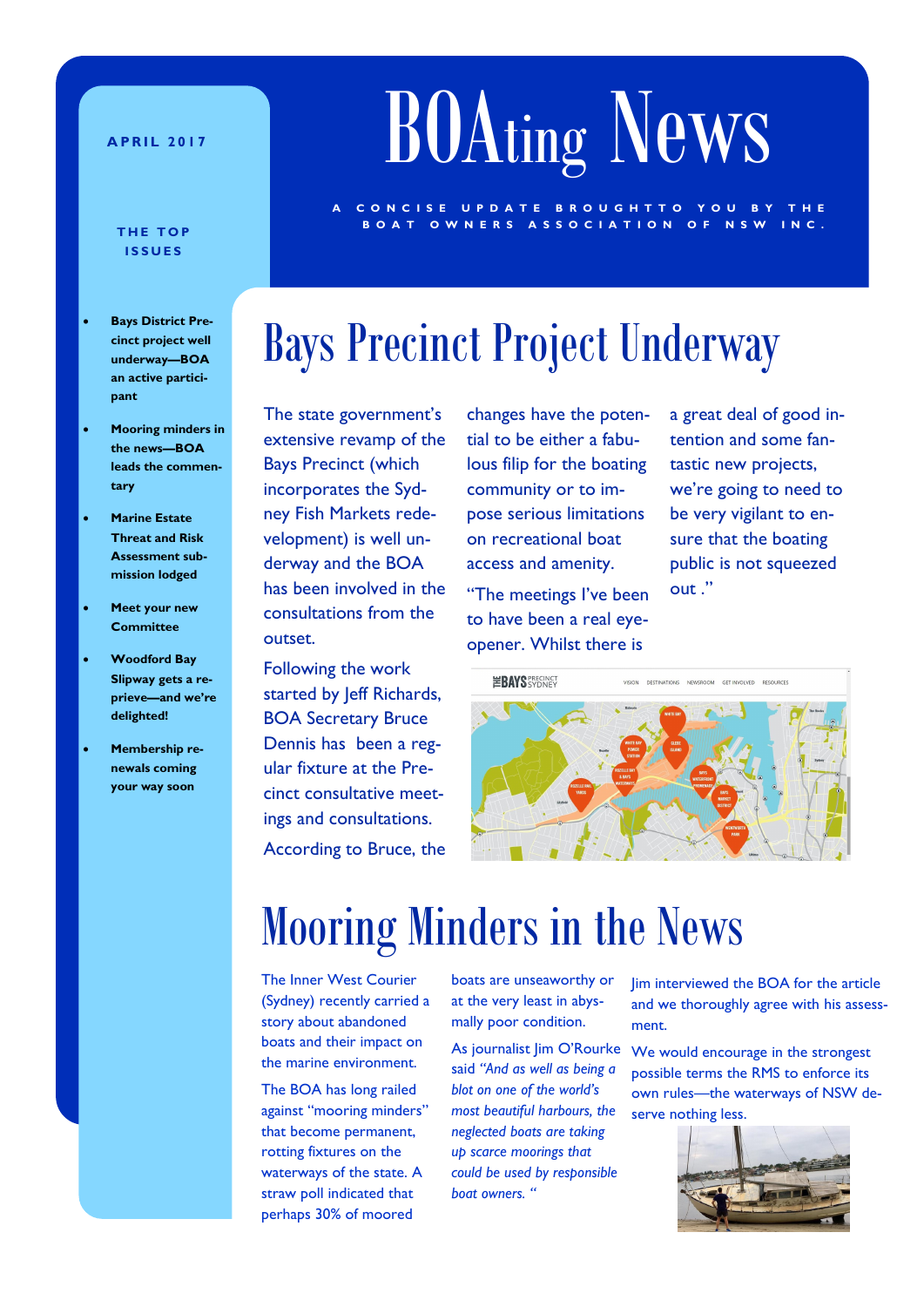# BOAting News

A CONCISE UPDATE BROUGHTTO YOU BY THE BOAT OWNERS ASSOCIATION OF NSW INC.

**APRIL 2017**

**THE TOP ISSUES**

- **Bays District Precinct project well underway—BOA an active participant**
- **Mooring minders in the news—BOA leads the commentary**
- **Marine Estate Threat and Risk Assessment submission lodged**
- **Meet your new Committee**
- **Woodford Bay Slipway gets a reprieve—and we're delighted!**
- **Membership renewals coming your way soon**

## Bays Precinct Project Underway

The state government's extensive revamp of the Bays Precinct (which incorporates the Sydney Fish Markets redevelopment) is well underway and the BOA has been involved in the consultations from the outset.

Following the work started by Jeff Richards, BOA Secretary Bruce Dennis has been a regular fixture at the Precinct consultative meetings and consultations.

According to Bruce, the changes have the potential to be either a fabulous filip for the boating community or to impose serious limitations on recreational boat access and amenity.

"The meetings I've been to have been a real eye-opener. Whilst there is a great deal of good intention and some fantastic new projects, we're going to need to be very vigilant to ensure that the boating public is not squeezed out ."

## Mooring Minders in the News

The Inner West Courier (Sydney) recently carried a story about abandoned boats and their impact on the marine environment.

The BOA has long railed against "mooring minders" that become permanent, rotting fixtures on the waterways of the state. A straw poll indicated that perhaps 30% of moored boats are unseaworthy or at the very least in abysmally poor condition.

As journalist Jim O'Rourke said *"And as well as being a blot on one of the world's most beautiful harbours, the neglected boats are taking up scarce moorings that could be used by responsible boat owners. "*

Jim interviewed the BOA for the article and we thoroughly agree with his assessment.

We would encourage in the strongest possible terms the RMS to enforce its own rules—the waterways of NSW deserve nothing less.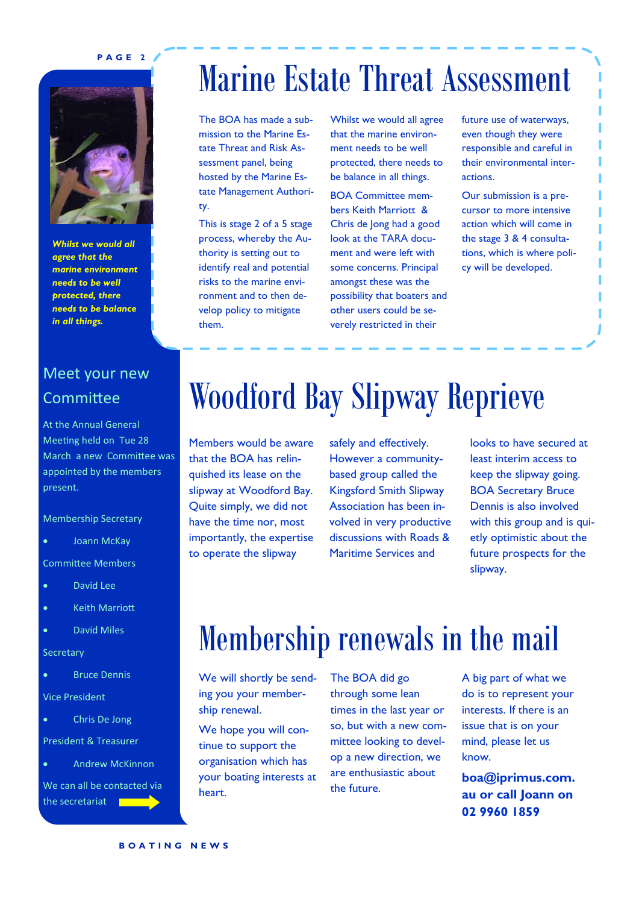## Marine Estate Threat Assessment

The BOA has made a submission to the Marine Estate Threat and Risk Assessment panel, being hosted by the Marine Estate Management Authority.

This is stage 2 of a 5 stage process, whereby the Authority is setting out to identify real and potential risks to the marine environment and to then develop policy to mitigate them.

Whilst we would all agree that the marine environment needs to be well protected, there needs to be balance in all things.

BOA Committee members Keith Marriott & Chris de Jong had a good look at the TARA document and were left with some concerns. Principal amongst these was the possibility that boaters and other users could be severely restricted in their future use of waterways, even though they were responsible and careful in their environmental interactions.

Our submission is a precursor to more intensive action which will come in the stage 3 & 4 consultations, which is where policy will be developed.

***Whilst we would all agree that the marine environment needs to be well protected, there needs to be balance in all things.***

## Meet your new Committee

At the Annual General Meeting held on Tue 28 March a new Committee was appointed by the members present.

Membership Secretary

- Joann McKay

Committee Members

- David Lee
- Keith Marriott
- David Miles

Secretary

- Bruce Dennis

Vice President

- Chris De Jong

President & Treasurer

- Andrew McKinnon

We can all be contacted via the secretariat

## Woodford Bay Slipway Reprieve

Members would be aware that the BOA has relinquished its lease on the slipway at Woodford Bay. Quite simply, we did not have the time nor, most importantly, the expertise to operate the slipway safely and effectively.

However a community-based group called the Kingsford Smith Slipway Association has been involved in very productive discussions with Roads & Maritime Services and looks to have secured at least interim access to keep the slipway going. BOA Secretary Bruce Dennis is also involved with this group and is quietly optimistic about the future prospects for the slipway.

## Membership renewals in the mail

We will shortly be sending you your membership renewal.

We hope you will continue to support the organisation which has your boating interests at heart.

The BOA did go through some lean times in the last year or so, but with a new committee looking to develop a new direction, we are enthusiastic about the future.

A big part of what we do is to represent your interests. If there is an issue that is on your mind, please let us know.

**boa@iprimus.com.au or call Joann on 02 9960 1859**